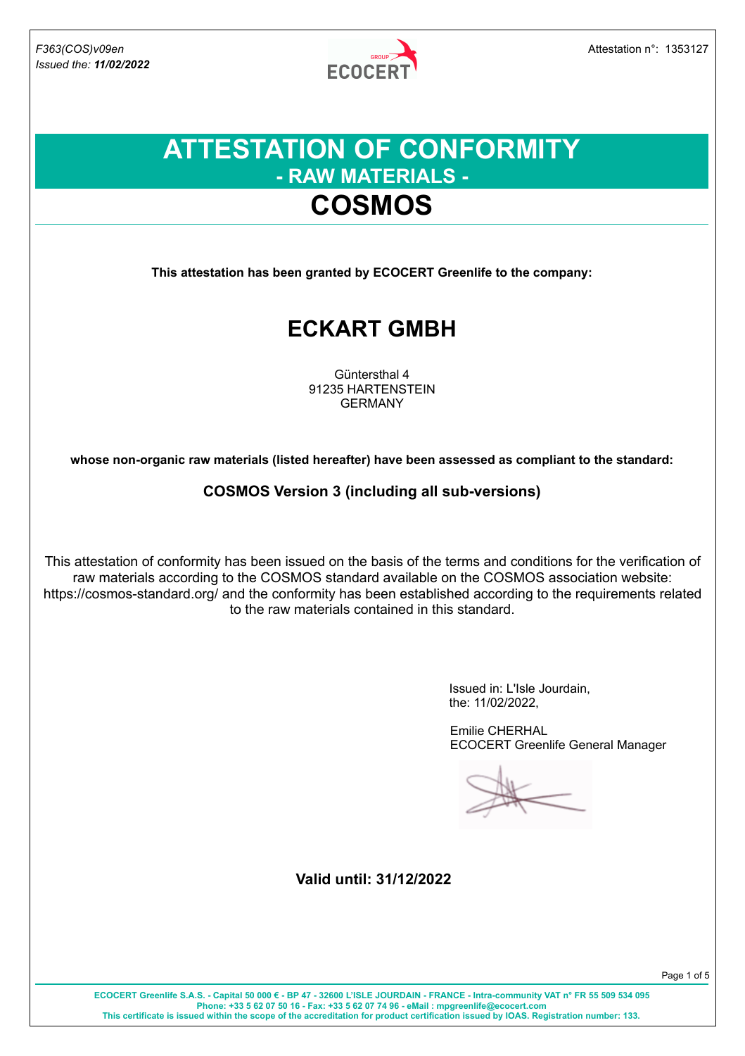F363(COS)v09en
*Issued the:* ***11/02/2022***

Attestation n°: 1353127

# ATTESTATION OF CONFORMITY
## - RAW MATERIALS -
# COSMOS

**This attestation has been granted by ECOCERT Greenlife to the company:**

# ECKART GMBH

Güntersthal 4
91235 HARTENSTEIN
GERMANY

**whose non-organic raw materials (listed hereafter) have been assessed as compliant to the standard:**

**COSMOS Version 3 (including all sub-versions)**

This attestation of conformity has been issued on the basis of the terms and conditions for the verification of raw materials according to the COSMOS standard available on the COSMOS association website: https://cosmos-standard.org/ and the conformity has been established according to the requirements related to the raw materials contained in this standard.

Issued in: L'Isle Jourdain,
the: 11/02/2022,

Emilie CHERHAL
ECOCERT Greenlife General Manager

**Valid until: 31/12/2022**

**ECOCERT Greenlife S.A.S. - Capital 50 000 € - BP 47 - 32600 L'ISLE JOURDAIN - FRANCE - Intra-community VAT n° FR 55 509 534 095**
**Phone: +33 5 62 07 50 16 - Fax: +33 5 62 07 74 96 - eMail : mpgreenlife@ecocert.com**
**This certificate is issued within the scope of the accreditation for product certification issued by IOAS. Registration number: 133.**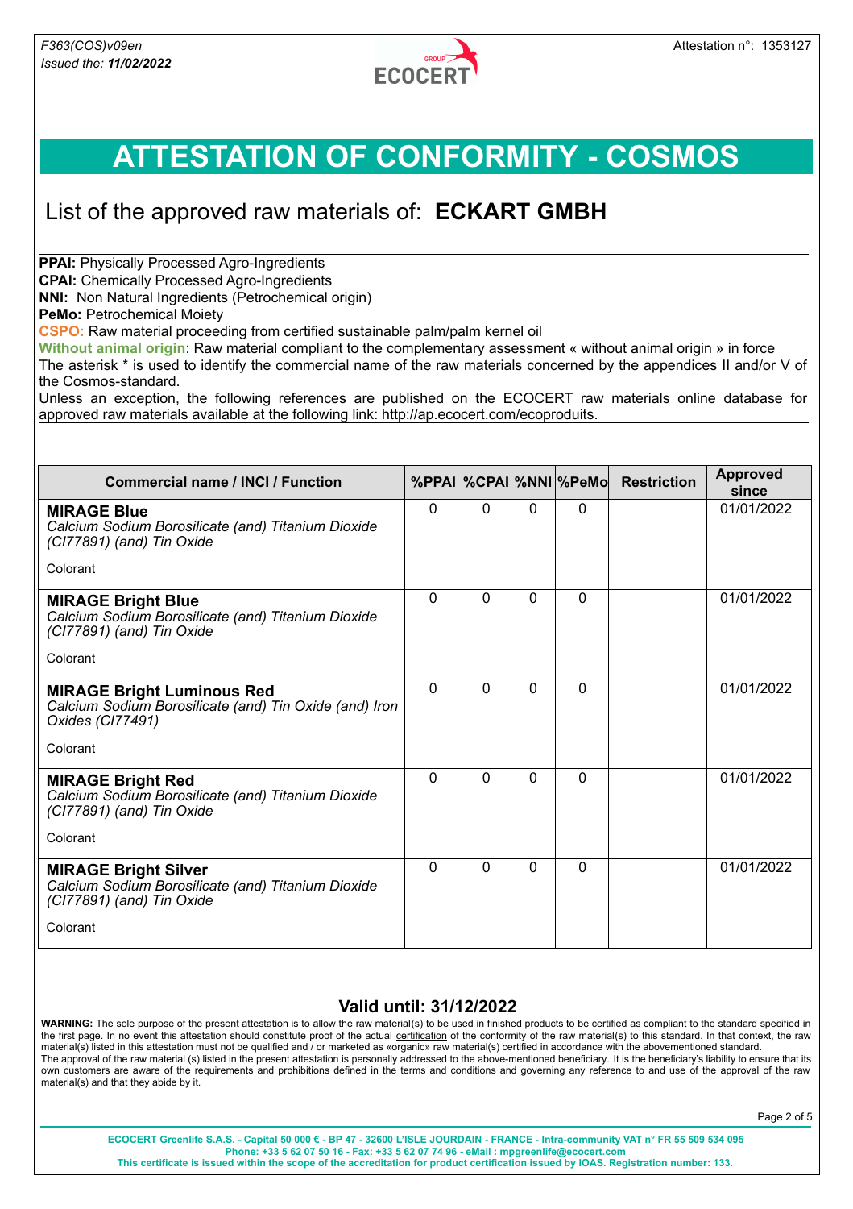F363(COS)v09en
*Issued the:* ***11/02/2022***

Attestation n°: 1353127

# ATTESTATION OF CONFORMITY - COSMOS

## List of the approved raw materials of: **ECKART GMBH**

**PPAI:** Physically Processed Agro-Ingredients
**CPAI:** Chemically Processed Agro-Ingredients
**NNI:** Non Natural Ingredients (Petrochemical origin)
**PeMo:** Petrochemical Moiety
**CSPO:** Raw material proceeding from certified sustainable palm/palm kernel oil
**Without animal origin**: Raw material compliant to the complementary assessment « without animal origin » in force
The asterisk * is used to identify the commercial name of the raw materials concerned by the appendices II and/or V of the Cosmos-standard.
Unless an exception, the following references are published on the ECOCERT raw materials online database for approved raw materials available at the following link: http://ap.ecocert.com/ecoproduits.

| Commercial name / INCI / Function | %PPAI | %CPAI | %NNI | %PeMo | Restriction | Approved since |
|---|---|---|---|---|---|---|
| **MIRAGE Blue**<br>*Calcium Sodium Borosilicate (and) Titanium Dioxide (CI77891) (and) Tin Oxide*<br>Colorant | 0 | 0 | 0 | 0 | | 01/01/2022 |
| **MIRAGE Bright Blue**<br>*Calcium Sodium Borosilicate (and) Titanium Dioxide (CI77891) (and) Tin Oxide*<br>Colorant | 0 | 0 | 0 | 0 | | 01/01/2022 |
| **MIRAGE Bright Luminous Red**<br>*Calcium Sodium Borosilicate (and) Tin Oxide (and) Iron Oxides (CI77491)*<br>Colorant | 0 | 0 | 0 | 0 | | 01/01/2022 |
| **MIRAGE Bright Red**<br>*Calcium Sodium Borosilicate (and) Titanium Dioxide (CI77891) (and) Tin Oxide*<br>Colorant | 0 | 0 | 0 | 0 | | 01/01/2022 |
| **MIRAGE Bright Silver**<br>*Calcium Sodium Borosilicate (and) Titanium Dioxide (CI77891) (and) Tin Oxide*<br>Colorant | 0 | 0 | 0 | 0 | | 01/01/2022 |

**Valid until: 31/12/2022**

**WARNING:** The sole purpose of the present attestation is to allow the raw material(s) to be used in finished products to be certified as compliant to the standard specified in the first page. In no event this attestation should constitute proof of the actual certification of the conformity of the raw material(s) to this standard. In that context, the raw material(s) listed in this attestation must not be qualified and / or marketed as «organic» raw material(s) certified in accordance with the abovementioned standard.
The approval of the raw material (s) listed in the present attestation is personally addressed to the above-mentioned beneficiary. It is the beneficiary's liability to ensure that its own customers are aware of the requirements and prohibitions defined in the terms and conditions and governing any reference to and use of the approval of the raw material(s) and that they abide by it.

**ECOCERT Greenlife S.A.S. - Capital 50 000 € - BP 47 - 32600 L'ISLE JOURDAIN - FRANCE - Intra-community VAT n° FR 55 509 534 095**
**Phone: +33 5 62 07 50 16 - Fax: +33 5 62 07 74 96 - eMail : mpgreenlife@ecocert.com**
**This certificate is issued within the scope of the accreditation for product certification issued by IOAS. Registration number: 133.**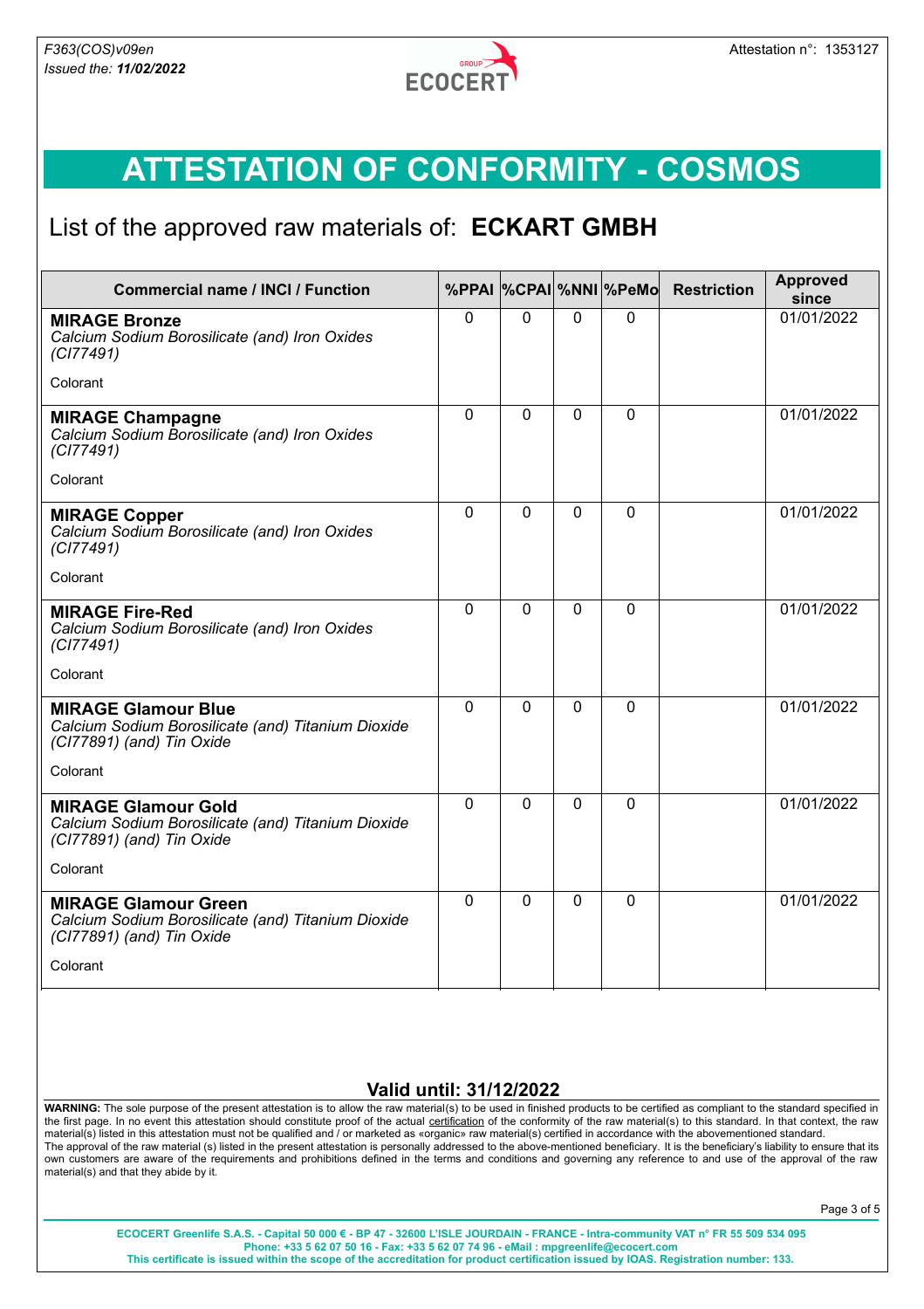# ATTESTATION OF CONFORMITY - COSMOS

## List of the approved raw materials of: **ECKART GMBH**

| Commercial name / INCI / Function | %PPAI | %CPAI | %NNI | %PeMo | Restriction | Approved since |
|---|---|---|---|---|---|---|
| **MIRAGE Bronze**<br>*Calcium Sodium Borosilicate (and) Iron Oxides (CI77491)*<br>Colorant | 0 | 0 | 0 | 0 | | 01/01/2022 |
| **MIRAGE Champagne**<br>*Calcium Sodium Borosilicate (and) Iron Oxides (CI77491)*<br>Colorant | 0 | 0 | 0 | 0 | | 01/01/2022 |
| **MIRAGE Copper**<br>*Calcium Sodium Borosilicate (and) Iron Oxides (CI77491)*<br>Colorant | 0 | 0 | 0 | 0 | | 01/01/2022 |
| **MIRAGE Fire-Red**<br>*Calcium Sodium Borosilicate (and) Iron Oxides (CI77491)*<br>Colorant | 0 | 0 | 0 | 0 | | 01/01/2022 |
| **MIRAGE Glamour Blue**<br>*Calcium Sodium Borosilicate (and) Titanium Dioxide (CI77891) (and) Tin Oxide*<br>Colorant | 0 | 0 | 0 | 0 | | 01/01/2022 |
| **MIRAGE Glamour Gold**<br>*Calcium Sodium Borosilicate (and) Titanium Dioxide (CI77891) (and) Tin Oxide*<br>Colorant | 0 | 0 | 0 | 0 | | 01/01/2022 |
| **MIRAGE Glamour Green**<br>*Calcium Sodium Borosilicate (and) Titanium Dioxide (CI77891) (and) Tin Oxide*<br>Colorant | 0 | 0 | 0 | 0 | | 01/01/2022 |

**Valid until: 31/12/2022**

**WARNING:** The sole purpose of the present attestation is to allow the raw material(s) to be used in finished products to be certified as compliant to the standard specified in the first page. In no event this attestation should constitute proof of the actual certification of the conformity of the raw material(s) to this standard. In that context, the raw material(s) listed in this attestation must not be qualified and / or marketed as «organic» raw material(s) certified in accordance with the abovementioned standard.
The approval of the raw material (s) listed in the present attestation is personally addressed to the above-mentioned beneficiary. It is the beneficiary's liability to ensure that its own customers are aware of the requirements and prohibitions defined in the terms and conditions and governing any reference to and use of the approval of the raw material(s) and that they abide by it.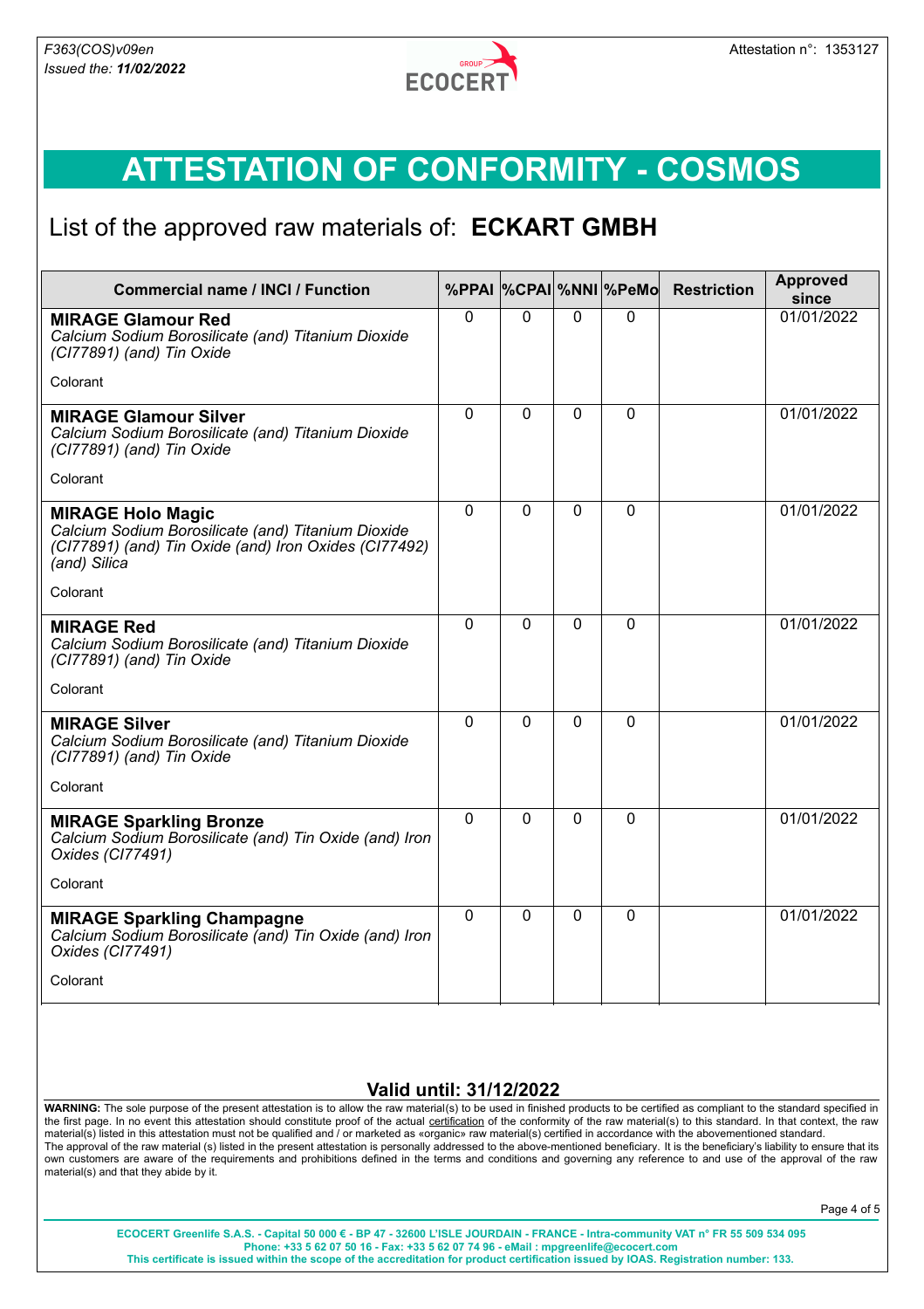F363(COS)v09en
*Issued the:* ***11/02/2022***

Attestation n°: 1353127

# ATTESTATION OF CONFORMITY - COSMOS

## List of the approved raw materials of: **ECKART GMBH**

| Commercial name / INCI / Function | %PPAI | %CPAI | %NNI | %PeMo | Restriction | Approved since |
|---|---|---|---|---|---|---|
| **MIRAGE Glamour Red**<br>*Calcium Sodium Borosilicate (and) Titanium Dioxide (CI77891) (and) Tin Oxide*<br>Colorant | 0 | 0 | 0 | 0 | | 01/01/2022 |
| **MIRAGE Glamour Silver**<br>*Calcium Sodium Borosilicate (and) Titanium Dioxide (CI77891) (and) Tin Oxide*<br>Colorant | 0 | 0 | 0 | 0 | | 01/01/2022 |
| **MIRAGE Holo Magic**<br>*Calcium Sodium Borosilicate (and) Titanium Dioxide (CI77891) (and) Tin Oxide (and) Iron Oxides (CI77492) (and) Silica*<br>Colorant | 0 | 0 | 0 | 0 | | 01/01/2022 |
| **MIRAGE Red**<br>*Calcium Sodium Borosilicate (and) Titanium Dioxide (CI77891) (and) Tin Oxide*<br>Colorant | 0 | 0 | 0 | 0 | | 01/01/2022 |
| **MIRAGE Silver**<br>*Calcium Sodium Borosilicate (and) Titanium Dioxide (CI77891) (and) Tin Oxide*<br>Colorant | 0 | 0 | 0 | 0 | | 01/01/2022 |
| **MIRAGE Sparkling Bronze**<br>*Calcium Sodium Borosilicate (and) Tin Oxide (and) Iron Oxides (CI77491)*<br>Colorant | 0 | 0 | 0 | 0 | | 01/01/2022 |
| **MIRAGE Sparkling Champagne**<br>*Calcium Sodium Borosilicate (and) Tin Oxide (and) Iron Oxides (CI77491)*<br>Colorant | 0 | 0 | 0 | 0 | | 01/01/2022 |

**Valid until: 31/12/2022**

**WARNING:** The sole purpose of the present attestation is to allow the raw material(s) to be used in finished products to be certified as compliant to the standard specified in the first page. In no event this attestation should constitute proof of the actual certification of the conformity of the raw material(s) to this standard. In that context, the raw material(s) listed in this attestation must not be qualified and / or marketed as «organic» raw material(s) certified in accordance with the abovementioned standard.
The approval of the raw material (s) listed in the present attestation is personally addressed to the above-mentioned beneficiary. It is the beneficiary's liability to ensure that its own customers are aware of the requirements and prohibitions defined in the terms and conditions and governing any reference to and use of the approval of the raw material(s) and that they abide by it.

ECOCERT Greenlife S.A.S. - Capital 50 000 € - BP 47 - 32600 L'ISLE JOURDAIN - FRANCE - Intra-community VAT n° FR 55 509 534 095
Phone: +33 5 62 07 50 16 - Fax: +33 5 62 07 74 96 - eMail : mpgreenlife@ecocert.com
This certificate is issued within the scope of the accreditation for product certification issued by IOAS. Registration number: 133.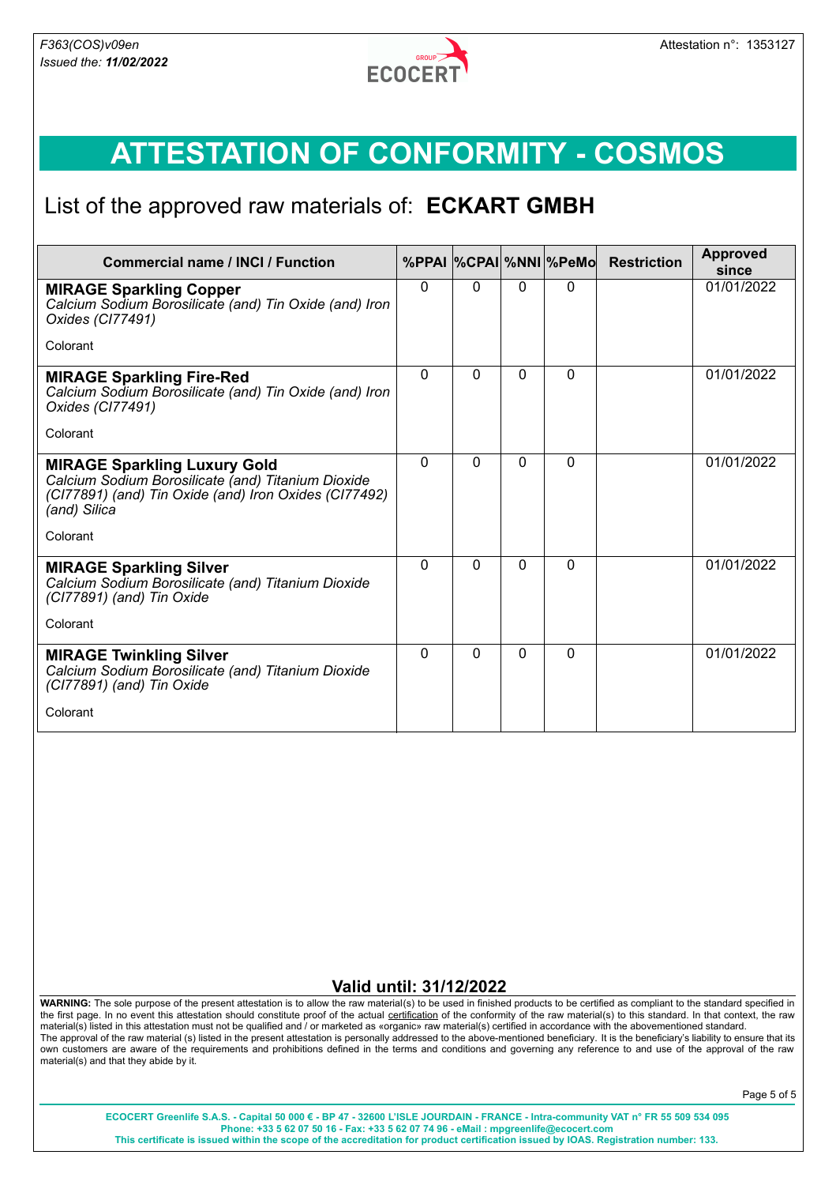F363(COS)v09en
*Issued the:* ***11/02/2022***

Attestation n°: 1353127

# ATTESTATION OF CONFORMITY - COSMOS

## List of the approved raw materials of: **ECKART GMBH**

| Commercial name / INCI / Function | %PPAI | %CPAI | %NNI | %PeMo | Restriction | Approved since |
|---|---|---|---|---|---|---|
| **MIRAGE Sparkling Copper**<br>*Calcium Sodium Borosilicate (and) Tin Oxide (and) Iron Oxides (CI77491)*<br>Colorant | 0 | 0 | 0 | 0 | | 01/01/2022 |
| **MIRAGE Sparkling Fire-Red**<br>*Calcium Sodium Borosilicate (and) Tin Oxide (and) Iron Oxides (CI77491)*<br>Colorant | 0 | 0 | 0 | 0 | | 01/01/2022 |
| **MIRAGE Sparkling Luxury Gold**<br>*Calcium Sodium Borosilicate (and) Titanium Dioxide (CI77891) (and) Tin Oxide (and) Iron Oxides (CI77492) (and) Silica*<br>Colorant | 0 | 0 | 0 | 0 | | 01/01/2022 |
| **MIRAGE Sparkling Silver**<br>*Calcium Sodium Borosilicate (and) Titanium Dioxide (CI77891) (and) Tin Oxide*<br>Colorant | 0 | 0 | 0 | 0 | | 01/01/2022 |
| **MIRAGE Twinkling Silver**<br>*Calcium Sodium Borosilicate (and) Titanium Dioxide (CI77891) (and) Tin Oxide*<br>Colorant | 0 | 0 | 0 | 0 | | 01/01/2022 |

**Valid until: 31/12/2022**

**WARNING:** The sole purpose of the present attestation is to allow the raw material(s) to be used in finished products to be certified as compliant to the standard specified in the first page. In no event this attestation should constitute proof of the actual certification of the conformity of the raw material(s) to this standard. In that context, the raw material(s) listed in this attestation must not be qualified and / or marketed as «organic» raw material(s) certified in accordance with the abovementioned standard.
The approval of the raw material (s) listed in the present attestation is personally addressed to the above-mentioned beneficiary. It is the beneficiary's liability to ensure that its own customers are aware of the requirements and prohibitions defined in the terms and conditions and governing any reference to and use of the approval of the raw material(s) and that they abide by it.

**ECOCERT Greenlife S.A.S. - Capital 50 000 € - BP 47 - 32600 L'ISLE JOURDAIN - FRANCE - Intra-community VAT n° FR 55 509 534 095**
**Phone: +33 5 62 07 50 16 - Fax: +33 5 62 07 74 96 - eMail : mpgreenlife@ecocert.com**
**This certificate is issued within the scope of the accreditation for product certification issued by IOAS. Registration number: 133.**